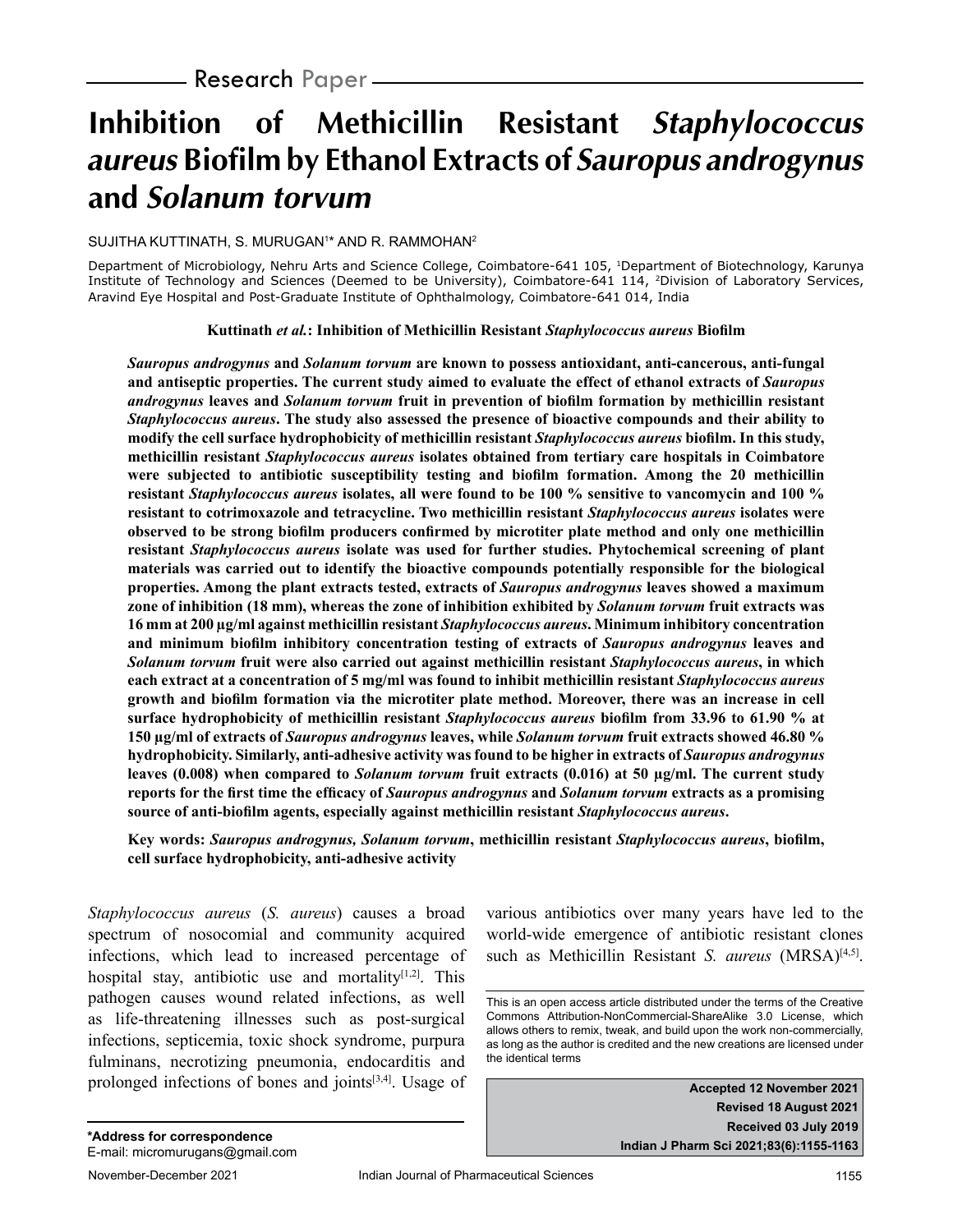Research Paper

# Inhibition of Methicillin Resistant *Staphylococcus aureus* Biofilm by Ethanol Extracts of *Sauropus androgynus* and *Solanum torvum*

SUJITHA KUTTINATH, S. MURUGAN[1]* AND R. RAMMOHAN[2]

Department of Microbiology, Nehru Arts and Science College, Coimbatore-641 105, [1]Department of Biotechnology, Karunya Institute of Technology and Sciences (Deemed to be University), Coimbatore-641 114, [2]Division of Laboratory Services, Aravind Eye Hospital and Post-Graduate Institute of Ophthalmology, Coimbatore-641 014, India

**Kuttinath *et al.*: Inhibition of Methicillin Resistant *Staphylococcus aureus* Biofilm**

***Sauropus androgynus* and *Solanum torvum* are known to possess antioxidant, anti-cancerous, anti-fungal and antiseptic properties. The current study aimed to evaluate the effect of ethanol extracts of *Sauropus androgynus* leaves and *Solanum torvum* fruit in prevention of biofilm formation by methicillin resistant *Staphylococcus aureus*. The study also assessed the presence of bioactive compounds and their ability to modify the cell surface hydrophobicity of methicillin resistant *Staphylococcus aureus* biofilm. In this study, methicillin resistant *Staphylococcus aureus* isolates obtained from tertiary care hospitals in Coimbatore were subjected to antibiotic susceptibility testing and biofilm formation. Among the 20 methicillin resistant *Staphylococcus aureus* isolates, all were found to be 100 % sensitive to vancomycin and 100 % resistant to cotrimoxazole and tetracycline. Two methicillin resistant *Staphylococcus aureus* isolates were observed to be strong biofilm producers confirmed by microtiter plate method and only one methicillin resistant *Staphylococcus aureus* isolate was used for further studies. Phytochemical screening of plant materials was carried out to identify the bioactive compounds potentially responsible for the biological properties. Among the plant extracts tested, extracts of *Sauropus androgynus* leaves showed a maximum zone of inhibition (18 mm), whereas the zone of inhibition exhibited by *Solanum torvum* fruit extracts was 16 mm at 200 µg/ml against methicillin resistant *Staphylococcus aureus*. Minimum inhibitory concentration and minimum biofilm inhibitory concentration testing of extracts of *Sauropus androgynus* leaves and *Solanum torvum* fruit were also carried out against methicillin resistant *Staphylococcus aureus*, in which each extract at a concentration of 5 mg/ml was found to inhibit methicillin resistant *Staphylococcus aureus* growth and biofilm formation via the microtiter plate method. Moreover, there was an increase in cell surface hydrophobicity of methicillin resistant *Staphylococcus aureus* biofilm from 33.96 to 61.90 % at 150 µg/ml of extracts of *Sauropus androgynus* leaves, while *Solanum torvum* fruit extracts showed 46.80 % hydrophobicity. Similarly, anti-adhesive activity was found to be higher in extracts of *Sauropus androgynus* leaves (0.008) when compared to *Solanum torvum* fruit extracts (0.016) at 50 µg/ml. The current study reports for the first time the efficacy of *Sauropus androgynus* and *Solanum torvum* extracts as a promising source of anti-biofilm agents, especially against methicillin resistant *Staphylococcus aureus*.**

**Key words: *Sauropus androgynus, Solanum torvum*, methicillin resistant *Staphylococcus aureus*, biofilm, cell surface hydrophobicity, anti-adhesive activity**

*Staphylococcus aureus* (*S. aureus*) causes a broad spectrum of nosocomial and community acquired infections, which lead to increased percentage of hospital stay, antibiotic use and mortality[1,2]. This pathogen causes wound related infections, as well as life-threatening illnesses such as post-surgical infections, septicemia, toxic shock syndrome, purpura fulminans, necrotizing pneumonia, endocarditis and prolonged infections of bones and joints[3,4]. Usage of various antibiotics over many years have led to the world-wide emergence of antibiotic resistant clones such as Methicillin Resistant *S. aureus* (MRSA)[4,5].

This is an open access article distributed under the terms of the Creative Commons Attribution-NonCommercial-ShareAlike 3.0 License, which allows others to remix, tweak, and build upon the work non-commercially, as long as the author is credited and the new creations are licensed under the identical terms

**Accepted 12 November 2021**
**Revised 18 August 2021**
**Received 03 July 2019**
**Indian J Pharm Sci 2021;83(6):1155-1163**

**\*Address for correspondence**
E-mail: micromurugans@gmail.com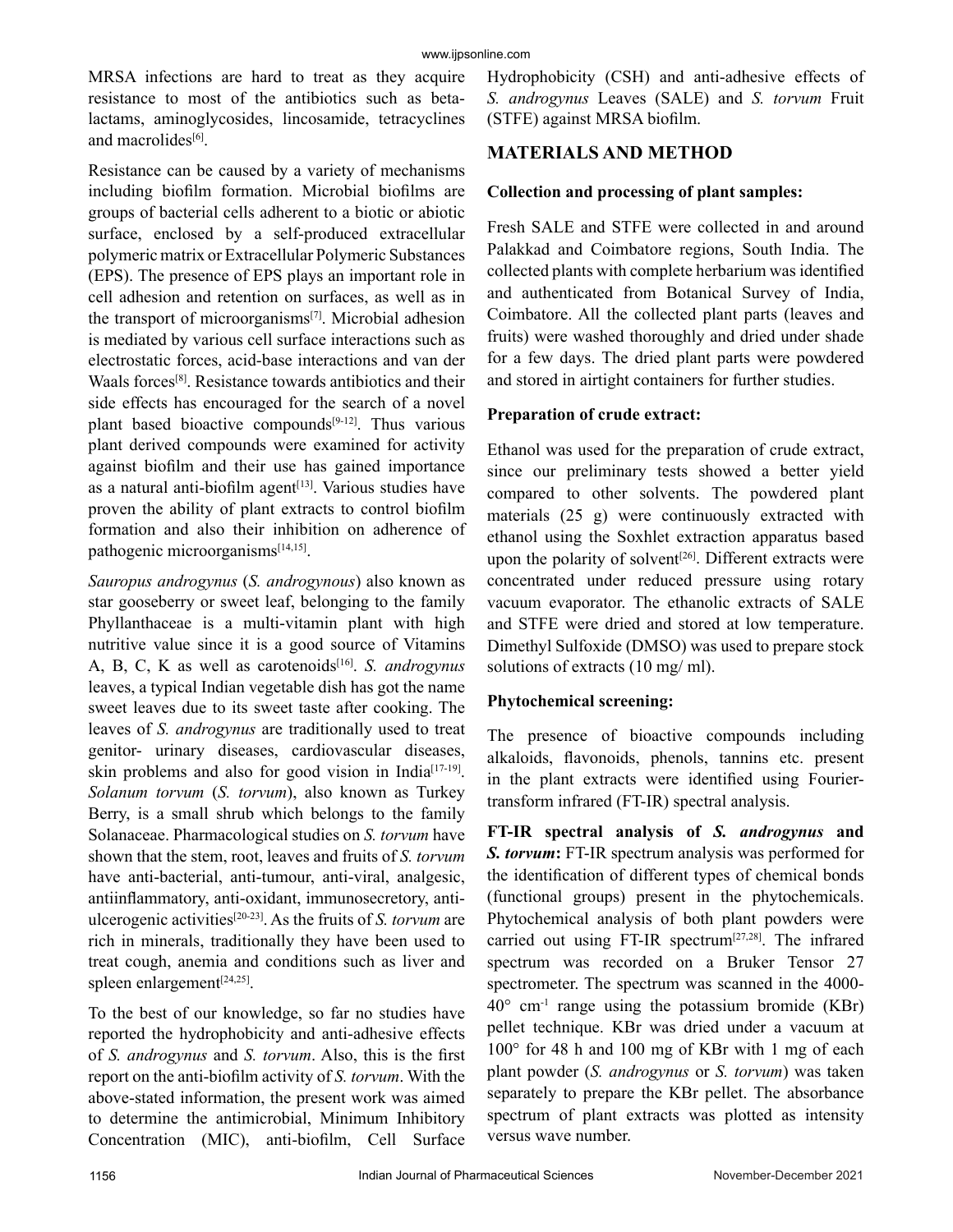MRSA infections are hard to treat as they acquire resistance to most of the antibiotics such as beta-lactams, aminoglycosides, lincosamide, tetracyclines and macrolides[6].

Resistance can be caused by a variety of mechanisms including biofilm formation. Microbial biofilms are groups of bacterial cells adherent to a biotic or abiotic surface, enclosed by a self-produced extracellular polymeric matrix or Extracellular Polymeric Substances (EPS). The presence of EPS plays an important role in cell adhesion and retention on surfaces, as well as in the transport of microorganisms[7]. Microbial adhesion is mediated by various cell surface interactions such as electrostatic forces, acid-base interactions and van der Waals forces[8]. Resistance towards antibiotics and their side effects has encouraged for the search of a novel plant based bioactive compounds[9-12]. Thus various plant derived compounds were examined for activity against biofilm and their use has gained importance as a natural anti-biofilm agent[13]. Various studies have proven the ability of plant extracts to control biofilm formation and also their inhibition on adherence of pathogenic microorganisms[14,15].

*Sauropus androgynus* (*S. androgynous*) also known as star gooseberry or sweet leaf, belonging to the family Phyllanthaceae is a multi-vitamin plant with high nutritive value since it is a good source of Vitamins A, B, C, K as well as carotenoids[16]. *S. androgynus* leaves, a typical Indian vegetable dish has got the name sweet leaves due to its sweet taste after cooking. The leaves of *S. androgynus* are traditionally used to treat genitor- urinary diseases, cardiovascular diseases, skin problems and also for good vision in India[17-19]. *Solanum torvum* (*S. torvum*), also known as Turkey Berry, is a small shrub which belongs to the family Solanaceae. Pharmacological studies on *S. torvum* have shown that the stem, root, leaves and fruits of *S. torvum* have anti-bacterial, anti-tumour, anti-viral, analgesic, antiinflammatory, anti-oxidant, immunosecretory, anti-ulcerogenic activities[20-23]. As the fruits of *S. torvum* are rich in minerals, traditionally they have been used to treat cough, anemia and conditions such as liver and spleen enlargement[24,25].

To the best of our knowledge, so far no studies have reported the hydrophobicity and anti-adhesive effects of *S. androgynus* and *S. torvum*. Also, this is the first report on the anti-biofilm activity of *S. torvum*. With the above-stated information, the present work was aimed to determine the antimicrobial, Minimum Inhibitory Concentration (MIC), anti-biofilm, Cell Surface Hydrophobicity (CSH) and anti-adhesive effects of *S. androgynus* Leaves (SALE) and *S. torvum* Fruit (STFE) against MRSA biofilm.

## MATERIALS AND METHOD

### Collection and processing of plant samples:

Fresh SALE and STFE were collected in and around Palakkad and Coimbatore regions, South India. The collected plants with complete herbarium was identified and authenticated from Botanical Survey of India, Coimbatore. All the collected plant parts (leaves and fruits) were washed thoroughly and dried under shade for a few days. The dried plant parts were powdered and stored in airtight containers for further studies.

### Preparation of crude extract:

Ethanol was used for the preparation of crude extract, since our preliminary tests showed a better yield compared to other solvents. The powdered plant materials (25 g) were continuously extracted with ethanol using the Soxhlet extraction apparatus based upon the polarity of solvent[26]. Different extracts were concentrated under reduced pressure using rotary vacuum evaporator. The ethanolic extracts of SALE and STFE were dried and stored at low temperature. Dimethyl Sulfoxide (DMSO) was used to prepare stock solutions of extracts (10 mg/ ml).

### Phytochemical screening:

The presence of bioactive compounds including alkaloids, flavonoids, phenols, tannins etc. present in the plant extracts were identified using Fourier-transform infrared (FT-IR) spectral analysis.

**FT-IR spectral analysis of *S. androgynus* and *S. torvum*:** FT-IR spectrum analysis was performed for the identification of different types of chemical bonds (functional groups) present in the phytochemicals. Phytochemical analysis of both plant powders were carried out using FT-IR spectrum[27,28]. The infrared spectrum was recorded on a Bruker Tensor 27 spectrometer. The spectrum was scanned in the 4000-40° $cm^{-1}$ range using the potassium bromide (KBr) pellet technique. KBr was dried under a vacuum at 100° for 48 h and 100 mg of KBr with 1 mg of each plant powder (*S. androgynus* or *S. torvum*) was taken separately to prepare the KBr pellet. The absorbance spectrum of plant extracts was plotted as intensity versus wave number.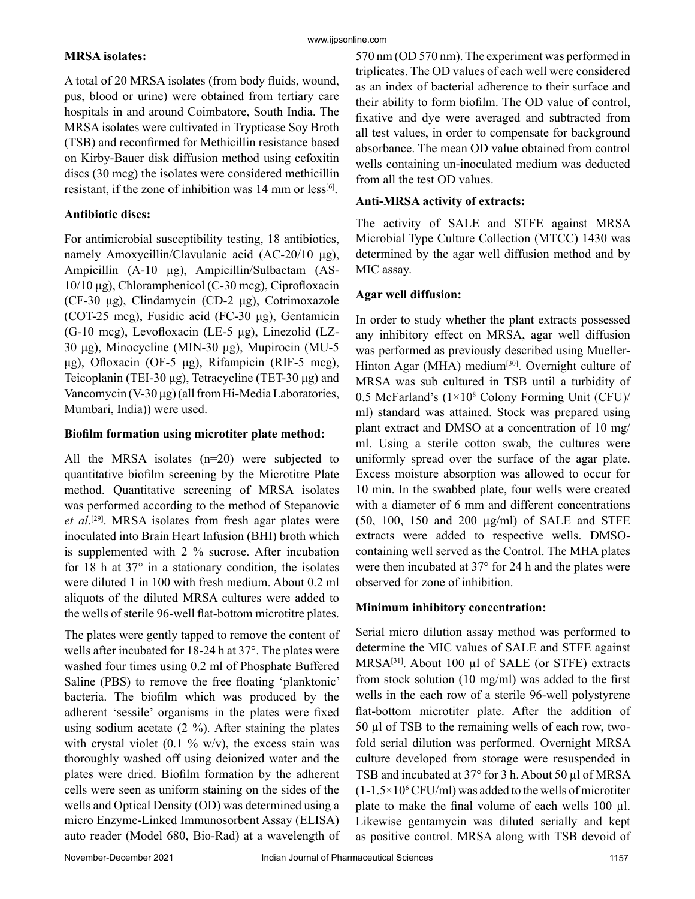**MRSA isolates:**

A total of 20 MRSA isolates (from body fluids, wound, pus, blood or urine) were obtained from tertiary care hospitals in and around Coimbatore, South India. The MRSA isolates were cultivated in Trypticase Soy Broth (TSB) and reconfirmed for Methicillin resistance based on Kirby-Bauer disk diffusion method using cefoxitin discs (30 mcg) the isolates were considered methicillin resistant, if the zone of inhibition was 14 mm or less[6].

**Antibiotic discs:**

For antimicrobial susceptibility testing, 18 antibiotics, namely Amoxycillin/Clavulanic acid (AC-20/10 µg), Ampicillin (A-10 µg), Ampicillin/Sulbactam (AS-10/10 µg), Chloramphenicol (C-30 mcg), Ciprofloxacin (CF-30 µg), Clindamycin (CD-2 µg), Cotrimoxazole (COT-25 mcg), Fusidic acid (FC-30 µg), Gentamicin (G-10 mcg), Levofloxacin (LE-5 µg), Linezolid (LZ-30 µg), Minocycline (MIN-30 µg), Mupirocin (MU-5 µg), Ofloxacin (OF-5 µg), Rifampicin (RIF-5 mcg), Teicoplanin (TEI-30 µg), Tetracycline (TET-30 µg) and Vancomycin (V-30 µg) (all from Hi-Media Laboratories, Mumbari, India)) were used.

**Biofilm formation using microtiter plate method:**

All the MRSA isolates (n=20) were subjected to quantitative biofilm screening by the Microtitre Plate method. Quantitative screening of MRSA isolates was performed according to the method of Stepanovic *et al*.[29]. MRSA isolates from fresh agar plates were inoculated into Brain Heart Infusion (BHI) broth which is supplemented with 2 % sucrose. After incubation for 18 h at 37° in a stationary condition, the isolates were diluted 1 in 100 with fresh medium. About 0.2 ml aliquots of the diluted MRSA cultures were added to the wells of sterile 96-well flat-bottom microtitre plates.

The plates were gently tapped to remove the content of wells after incubated for 18-24 h at 37°. The plates were washed four times using 0.2 ml of Phosphate Buffered Saline (PBS) to remove the free floating 'planktonic' bacteria. The biofilm which was produced by the adherent 'sessile' organisms in the plates were fixed using sodium acetate (2 %). After staining the plates with crystal violet (0.1 % w/v), the excess stain was thoroughly washed off using deionized water and the plates were dried. Biofilm formation by the adherent cells were seen as uniform staining on the sides of the wells and Optical Density (OD) was determined using a micro Enzyme-Linked Immunosorbent Assay (ELISA) auto reader (Model 680, Bio-Rad) at a wavelength of 570 nm (OD 570 nm). The experiment was performed in triplicates. The OD values of each well were considered as an index of bacterial adherence to their surface and their ability to form biofilm. The OD value of control, fixative and dye were averaged and subtracted from all test values, in order to compensate for background absorbance. The mean OD value obtained from control wells containing un-inoculated medium was deducted from all the test OD values.

**Anti-MRSA activity of extracts:**

The activity of SALE and STFE against MRSA Microbial Type Culture Collection (MTCC) 1430 was determined by the agar well diffusion method and by MIC assay.

**Agar well diffusion:**

In order to study whether the plant extracts possessed any inhibitory effect on MRSA, agar well diffusion was performed as previously described using Mueller-Hinton Agar (MHA) medium[30]. Overnight culture of MRSA was sub cultured in TSB until a turbidity of 0.5 McFarland's ($1\times10^8$ Colony Forming Unit (CFU)/ml) standard was attained. Stock was prepared using plant extract and DMSO at a concentration of 10 mg/ml. Using a sterile cotton swab, the cultures were uniformly spread over the surface of the agar plate. Excess moisture absorption was allowed to occur for 10 min. In the swabbed plate, four wells were created with a diameter of 6 mm and different concentrations (50, 100, 150 and 200 µg/ml) of SALE and STFE extracts were added to respective wells. DMSO-containing well served as the Control. The MHA plates were then incubated at 37° for 24 h and the plates were observed for zone of inhibition.

**Minimum inhibitory concentration:**

Serial micro dilution assay method was performed to determine the MIC values of SALE and STFE against MRSA[31]. About 100 µl of SALE (or STFE) extracts from stock solution (10 mg/ml) was added to the first wells in the each row of a sterile 96-well polystyrene flat-bottom microtiter plate. After the addition of 50 µl of TSB to the remaining wells of each row, two-fold serial dilution was performed. Overnight MRSA culture developed from storage were resuspended in TSB and incubated at 37° for 3 h. About 50 µl of MRSA ($1\text{-}1.5\times10^6$ CFU/ml) was added to the wells of microtiter plate to make the final volume of each wells 100 µl. Likewise gentamycin was diluted serially and kept as positive control. MRSA along with TSB devoid of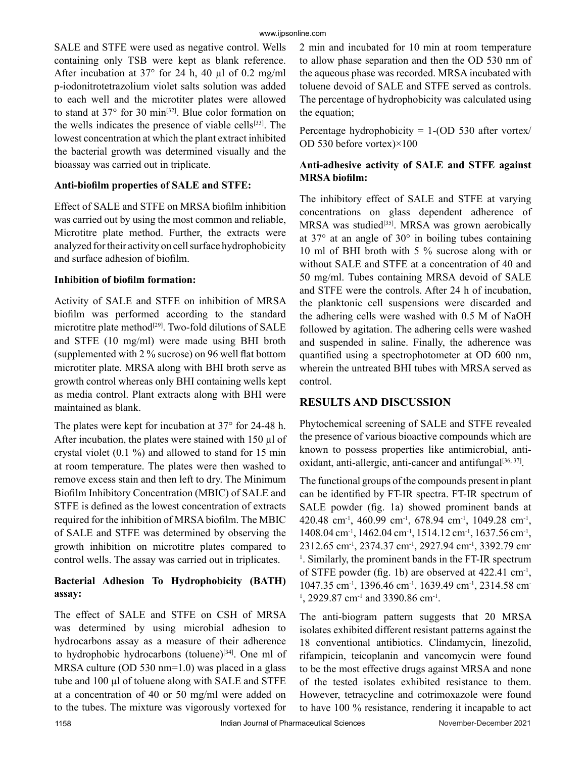SALE and STFE were used as negative control. Wells containing only TSB were kept as blank reference. After incubation at 37° for 24 h, 40 µl of 0.2 mg/ml p-iodonitrotetrazolium violet salts solution was added to each well and the microtiter plates were allowed to stand at 37° for 30 min[32]. Blue color formation on the wells indicates the presence of viable cells[33]. The lowest concentration at which the plant extract inhibited the bacterial growth was determined visually and the bioassay was carried out in triplicate.

**Anti-biofilm properties of SALE and STFE:**

Effect of SALE and STFE on MRSA biofilm inhibition was carried out by using the most common and reliable, Microtitre plate method. Further, the extracts were analyzed for their activity on cell surface hydrophobicity and surface adhesion of biofilm.

**Inhibition of biofilm formation:**

Activity of SALE and STFE on inhibition of MRSA biofilm was performed according to the standard microtitre plate method[29]. Two-fold dilutions of SALE and STFE (10 mg/ml) were made using BHI broth (supplemented with 2 % sucrose) on 96 well flat bottom microtiter plate. MRSA along with BHI broth serve as growth control whereas only BHI containing wells kept as media control. Plant extracts along with BHI were maintained as blank.

The plates were kept for incubation at 37° for 24-48 h. After incubation, the plates were stained with 150 µl of crystal violet (0.1 %) and allowed to stand for 15 min at room temperature. The plates were then washed to remove excess stain and then left to dry. The Minimum Biofilm Inhibitory Concentration (MBIC) of SALE and STFE is defined as the lowest concentration of extracts required for the inhibition of MRSA biofilm. The MBIC of SALE and STFE was determined by observing the growth inhibition on microtitre plates compared to control wells. The assay was carried out in triplicates.

**Bacterial Adhesion To Hydrophobicity (BATH) assay:**

The effect of SALE and STFE on CSH of MRSA was determined by using microbial adhesion to hydrocarbons assay as a measure of their adherence to hydrophobic hydrocarbons (toluene)[34]. One ml of MRSA culture (OD 530 nm=1.0) was placed in a glass tube and 100 µl of toluene along with SALE and STFE at a concentration of 40 or 50 mg/ml were added on to the tubes. The mixture was vigorously vortexed for 2 min and incubated for 10 min at room temperature to allow phase separation and then the OD 530 nm of the aqueous phase was recorded. MRSA incubated with toluene devoid of SALE and STFE served as controls. The percentage of hydrophobicity was calculated using the equation;

Percentage hydrophobicity = 1-(OD 530 after vortex/ OD 530 before vortex)×100

**Anti-adhesive activity of SALE and STFE against MRSA biofilm:**

The inhibitory effect of SALE and STFE at varying concentrations on glass dependent adherence of MRSA was studied[35]. MRSA was grown aerobically at 37° at an angle of 30° in boiling tubes containing 10 ml of BHI broth with 5 % sucrose along with or without SALE and STFE at a concentration of 40 and 50 mg/ml. Tubes containing MRSA devoid of SALE and STFE were the controls. After 24 h of incubation, the planktonic cell suspensions were discarded and the adhering cells were washed with 0.5 M of NaOH followed by agitation. The adhering cells were washed and suspended in saline. Finally, the adherence was quantified using a spectrophotometer at OD 600 nm, wherein the untreated BHI tubes with MRSA served as control.

## RESULTS AND DISCUSSION

Phytochemical screening of SALE and STFE revealed the presence of various bioactive compounds which are known to possess properties like antimicrobial, anti-oxidant, anti-allergic, anti-cancer and antifungal[36, 37].

The functional groups of the compounds present in plant can be identified by FT-IR spectra. FT-IR spectrum of SALE powder (fig. 1a) showed prominent bands at 420.48 $cm^{-1}$, 460.99 $cm^{-1}$, 678.94 $cm^{-1}$, 1049.28 $cm^{-1}$, 1408.04 $cm^{-1}$, 1462.04 $cm^{-1}$, 1514.12 $cm^{-1}$, 1637.56 $cm^{-1}$, 2312.65 $cm^{-1}$, 2374.37 $cm^{-1}$, 2927.94 $cm^{-1}$, 3392.79 $cm^{-1}$. Similarly, the prominent bands in the FT-IR spectrum of STFE powder (fig. 1b) are observed at 422.41 $cm^{-1}$, 1047.35 $cm^{-1}$, 1396.46 $cm^{-1}$, 1639.49 $cm^{-1}$, 2314.58 $cm^{-1}$, 2929.87 $cm^{-1}$ and 3390.86 $cm^{-1}$.

The anti-biogram pattern suggests that 20 MRSA isolates exhibited different resistant patterns against the 18 conventional antibiotics. Clindamycin, linezolid, rifampicin, teicoplanin and vancomycin were found to be the most effective drugs against MRSA and none of the tested isolates exhibited resistance to them. However, tetracycline and cotrimoxazole were found to have 100 % resistance, rendering it incapable to act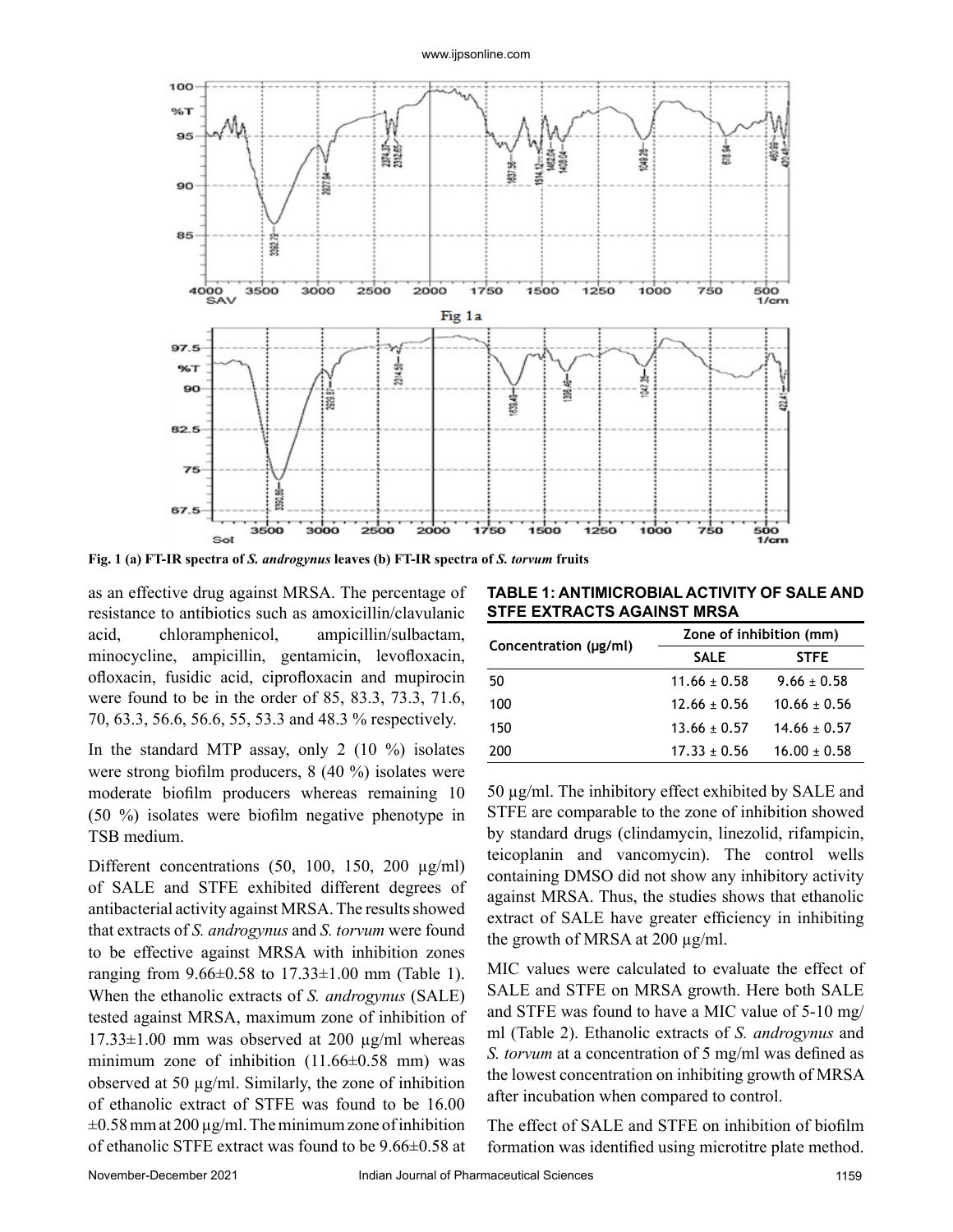Fig. 1 (a) FT-IR spectra of *S. androgynus* leaves (b) FT-IR spectra of *S. torvum* fruits

as an effective drug against MRSA. The percentage of resistance to antibiotics such as amoxicillin/clavulanic acid, chloramphenicol, ampicillin/sulbactam, minocycline, ampicillin, gentamicin, levofloxacin, ofloxacin, fusidic acid, ciprofloxacin and mupirocin were found to be in the order of 85, 83.3, 73.3, 71.6, 70, 63.3, 56.6, 56.6, 55, 53.3 and 48.3 % respectively.

In the standard MTP assay, only 2 (10 %) isolates were strong biofilm producers, 8 (40 %) isolates were moderate biofilm producers whereas remaining 10 (50 %) isolates were biofilm negative phenotype in TSB medium.

Different concentrations (50, 100, 150, 200 µg/ml) of SALE and STFE exhibited different degrees of antibacterial activity against MRSA. The results showed that extracts of *S. androgynus* and *S. torvum* were found to be effective against MRSA with inhibition zones ranging from 9.66±0.58 to 17.33±1.00 mm (Table 1). When the ethanolic extracts of *S. androgynus* (SALE) tested against MRSA, maximum zone of inhibition of 17.33±1.00 mm was observed at 200 µg/ml whereas minimum zone of inhibition (11.66±0.58 mm) was observed at 50 µg/ml. Similarly, the zone of inhibition of ethanolic extract of STFE was found to be 16.00 ±0.58 mm at 200 µg/ml. The minimum zone of inhibition of ethanolic STFE extract was found to be 9.66±0.58 at 50 µg/ml. The inhibitory effect exhibited by SALE and STFE are comparable to the zone of inhibition showed by standard drugs (clindamycin, linezolid, rifampicin, teicoplanin and vancomycin). The control wells containing DMSO did not show any inhibitory activity against MRSA. Thus, the studies shows that ethanolic extract of SALE have greater efficiency in inhibiting the growth of MRSA at 200 µg/ml.

**TABLE 1: ANTIMICROBIAL ACTIVITY OF SALE AND STFE EXTRACTS AGAINST MRSA**

| Concentration (µg/ml) | Zone of inhibition (mm) | |
|---|---|---|
| | SALE | STFE |
| 50 | 11.66 ± 0.58 | 9.66 ± 0.58 |
| 100 | 12.66 ± 0.56 | 10.66 ± 0.56 |
| 150 | 13.66 ± 0.57 | 14.66 ± 0.57 |
| 200 | 17.33 ± 0.56 | 16.00 ± 0.58 |

MIC values were calculated to evaluate the effect of SALE and STFE on MRSA growth. Here both SALE and STFE was found to have a MIC value of 5-10 mg/ml (Table 2). Ethanolic extracts of *S. androgynus* and *S. torvum* at a concentration of 5 mg/ml was defined as the lowest concentration on inhibiting growth of MRSA after incubation when compared to control.

The effect of SALE and STFE on inhibition of biofilm formation was identified using microtitre plate method.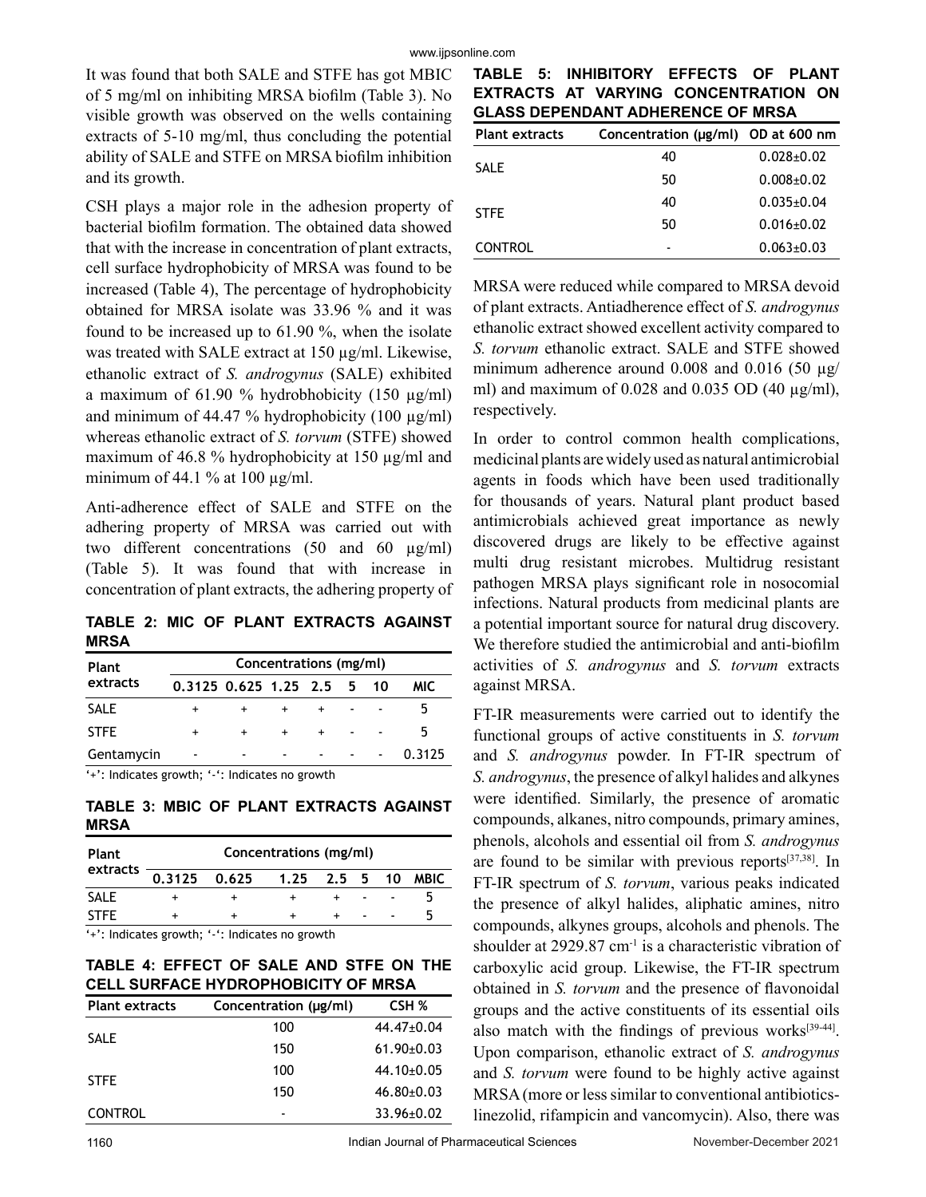It was found that both SALE and STFE has got MBIC of 5 mg/ml on inhibiting MRSA biofilm (Table 3). No visible growth was observed on the wells containing extracts of 5-10 mg/ml, thus concluding the potential ability of SALE and STFE on MRSA biofilm inhibition and its growth.

CSH plays a major role in the adhesion property of bacterial biofilm formation. The obtained data showed that with the increase in concentration of plant extracts, cell surface hydrophobicity of MRSA was found to be increased (Table 4), The percentage of hydrophobicity obtained for MRSA isolate was 33.96 % and it was found to be increased up to 61.90 %, when the isolate was treated with SALE extract at 150 µg/ml. Likewise, ethanolic extract of *S. androgynus* (SALE) exhibited a maximum of 61.90 % hydrobhobicity (150 µg/ml) and minimum of 44.47 % hydrophobicity (100 µg/ml) whereas ethanolic extract of *S. torvum* (STFE) showed maximum of 46.8 % hydrophobicity at 150 µg/ml and minimum of 44.1 % at 100 µg/ml.

Anti-adherence effect of SALE and STFE on the adhering property of MRSA was carried out with two different concentrations (50 and 60 µg/ml) (Table 5). It was found that with increase in concentration of plant extracts, the adhering property of MRSA were reduced while compared to MRSA devoid of plant extracts. Antiadherence effect of *S. androgynus* ethanolic extract showed excellent activity compared to *S. torvum* ethanolic extract. SALE and STFE showed minimum adherence around 0.008 and 0.016 (50 µg/ml) and maximum of 0.028 and 0.035 OD (40 µg/ml), respectively.

**TABLE 2: MIC OF PLANT EXTRACTS AGAINST MRSA**

| Plant extracts | Concentrations (mg/ml) | | | | | | |
|---|---|---|---|---|---|---|---|
| | 0.3125 | 0.625 | 1.25 | 2.5 | 5 | 10 | MIC |
| SALE | + | + | + | + | - | - | 5 |
| STFE | + | + | + | + | - | - | 5 |
| Gentamycin | - | - | - | - | - | - | 0.3125 |

'+': Indicates growth; '-': Indicates no growth

**TABLE 3: MBIC OF PLANT EXTRACTS AGAINST MRSA**

| Plant extracts | Concentrations (mg/ml) | | | | | | |
|---|---|---|---|---|---|---|---|
| | 0.3125 | 0.625 | 1.25 | 2.5 | 5 | 10 | MBIC |
| SALE | + | + | + | + | - | - | 5 |
| STFE | + | + | + | + | - | - | 5 |

'+': Indicates growth; '-': Indicates no growth

**TABLE 4: EFFECT OF SALE AND STFE ON THE CELL SURFACE HYDROPHOBICITY OF MRSA**

| Plant extracts | Concentration (µg/ml) | CSH % |
|---|---|---|
| SALE | 100 | 44.47±0.04 |
| | 150 | 61.90±0.03 |
| STFE | 100 | 44.10±0.05 |
| | 150 | 46.80±0.03 |
| CONTROL | - | 33.96±0.02 |

**TABLE 5: INHIBITORY EFFECTS OF PLANT EXTRACTS AT VARYING CONCENTRATION ON GLASS DEPENDANT ADHERENCE OF MRSA**

| Plant extracts | Concentration (µg/ml) | OD at 600 nm |
|---|---|---|
| SALE | 40 | 0.028±0.02 |
| | 50 | 0.008±0.02 |
| STFE | 40 | 0.035±0.04 |
| | 50 | 0.016±0.02 |
| CONTROL | - | 0.063±0.03 |

In order to control common health complications, medicinal plants are widely used as natural antimicrobial agents in foods which have been used traditionally for thousands of years. Natural plant product based antimicrobials achieved great importance as newly discovered drugs are likely to be effective against multi drug resistant microbes. Multidrug resistant pathogen MRSA plays significant role in nosocomial infections. Natural products from medicinal plants are a potential important source for natural drug discovery. We therefore studied the antimicrobial and anti-biofilm activities of *S. androgynus* and *S. torvum* extracts against MRSA.

FT-IR measurements were carried out to identify the functional groups of active constituents in *S. torvum* and *S. androgynus* powder. In FT-IR spectrum of *S. androgynus*, the presence of alkyl halides and alkynes were identified. Similarly, the presence of aromatic compounds, alkanes, nitro compounds, primary amines, phenols, alcohols and essential oil from *S. androgynus* are found to be similar with previous reports[37,38]. In FT-IR spectrum of *S. torvum*, various peaks indicated the presence of alkyl halides, aliphatic amines, nitro compounds, alkynes groups, alcohols and phenols. The shoulder at 2929.87 $cm^{-1}$ is a characteristic vibration of carboxylic acid group. Likewise, the FT-IR spectrum obtained in *S. torvum* and the presence of flavonoidal groups and the active constituents of its essential oils also match with the findings of previous works[39-44]. Upon comparison, ethanolic extract of *S. androgynus* and *S. torvum* were found to be highly active against MRSA (more or less similar to conventional antibiotics-linezolid, rifampicin and vancomycin). Also, there was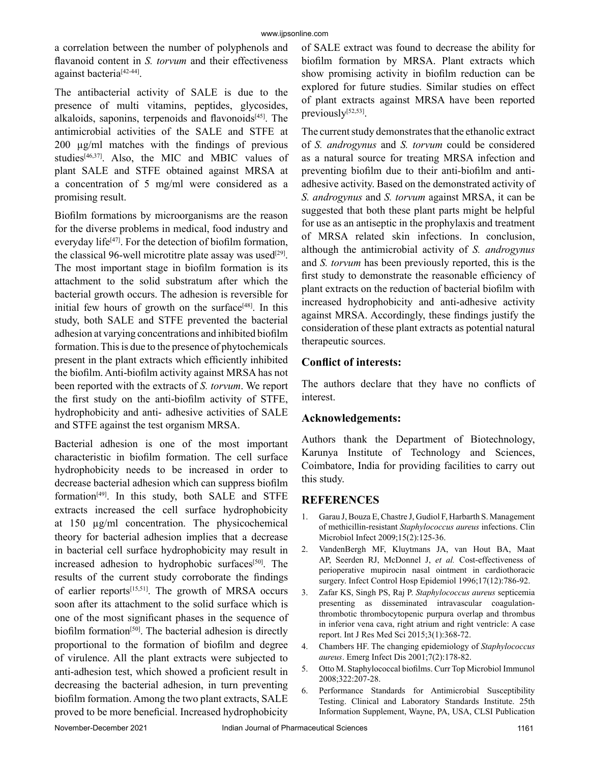a correlation between the number of polyphenols and flavanoid content in *S. torvum* and their effectiveness against bacteria[42-44].

The antibacterial activity of SALE is due to the presence of multi vitamins, peptides, glycosides, alkaloids, saponins, terpenoids and flavonoids[45]. The antimicrobial activities of the SALE and STFE at 200 µg/ml matches with the findings of previous studies[46,37]. Also, the MIC and MBIC values of plant SALE and STFE obtained against MRSA at a concentration of 5 mg/ml were considered as a promising result.

Biofilm formations by microorganisms are the reason for the diverse problems in medical, food industry and everyday life[47]. For the detection of biofilm formation, the classical 96-well microtitre plate assay was used[29]. The most important stage in biofilm formation is its attachment to the solid substratum after which the bacterial growth occurs. The adhesion is reversible for initial few hours of growth on the surface[48]. In this study, both SALE and STFE prevented the bacterial adhesion at varying concentrations and inhibited biofilm formation. This is due to the presence of phytochemicals present in the plant extracts which efficiently inhibited the biofilm. Anti-biofilm activity against MRSA has not been reported with the extracts of *S. torvum*. We report the first study on the anti-biofilm activity of STFE, hydrophobicity and anti- adhesive activities of SALE and STFE against the test organism MRSA.

Bacterial adhesion is one of the most important characteristic in biofilm formation. The cell surface hydrophobicity needs to be increased in order to decrease bacterial adhesion which can suppress biofilm formation[49]. In this study, both SALE and STFE extracts increased the cell surface hydrophobicity at 150 µg/ml concentration. The physicochemical theory for bacterial adhesion implies that a decrease in bacterial cell surface hydrophobicity may result in increased adhesion to hydrophobic surfaces[50]. The results of the current study corroborate the findings of earlier reports[15,51]. The growth of MRSA occurs soon after its attachment to the solid surface which is one of the most significant phases in the sequence of biofilm formation[50]. The bacterial adhesion is directly proportional to the formation of biofilm and degree of virulence. All the plant extracts were subjected to anti-adhesion test, which showed a proficient result in decreasing the bacterial adhesion, in turn preventing biofilm formation. Among the two plant extracts, SALE proved to be more beneficial. Increased hydrophobicity of SALE extract was found to decrease the ability for biofilm formation by MRSA. Plant extracts which show promising activity in biofilm reduction can be explored for future studies. Similar studies on effect of plant extracts against MRSA have been reported previously[52,53].

The current study demonstrates that the ethanolic extract of *S. androgynus* and *S. torvum* could be considered as a natural source for treating MRSA infection and preventing biofilm due to their anti-biofilm and anti-adhesive activity. Based on the demonstrated activity of *S. androgynus* and *S. torvum* against MRSA, it can be suggested that both these plant parts might be helpful for use as an antiseptic in the prophylaxis and treatment of MRSA related skin infections. In conclusion, although the antimicrobial activity of *S. androgynus* and *S. torvum* has been previously reported, this is the first study to demonstrate the reasonable efficiency of plant extracts on the reduction of bacterial biofilm with increased hydrophobicity and anti-adhesive activity against MRSA. Accordingly, these findings justify the consideration of these plant extracts as potential natural therapeutic sources.

### Conflict of interests:

The authors declare that they have no conflicts of interest.

### Acknowledgements:

Authors thank the Department of Biotechnology, Karunya Institute of Technology and Sciences, Coimbatore, India for providing facilities to carry out this study.

## REFERENCES

1. Garau J, Bouza E, Chastre J, Gudiol F, Harbarth S. Management of methicillin-resistant *Staphylococcus aureus* infections. Clin Microbiol Infect 2009;15(2):125-36.
2. VandenBergh MF, Kluytmans JA, van Hout BA, Maat AP, Seerden RJ, McDonnel J, *et al.* Cost-effectiveness of perioperative mupirocin nasal ointment in cardiothoracic surgery. Infect Control Hosp Epidemiol 1996;17(12):786-92.
3. Zafar KS, Singh PS, Raj P. *Staphylococcus aureus* septicemia presenting as disseminated intravascular coagulation-thrombotic thrombocytopenic purpura overlap and thrombus in inferior vena cava, right atrium and right ventricle: A case report. Int J Res Med Sci 2015;3(1):368-72.
4. Chambers HF. The changing epidemiology of *Staphylococcus aureus*. Emerg Infect Dis 2001;7(2):178-82.
5. Otto M. Staphylococcal biofilms. Curr Top Microbiol Immunol 2008;322:207-28.
6. Performance Standards for Antimicrobial Susceptibility Testing. Clinical and Laboratory Standards Institute. 25th Information Supplement, Wayne, PA, USA, CLSI Publication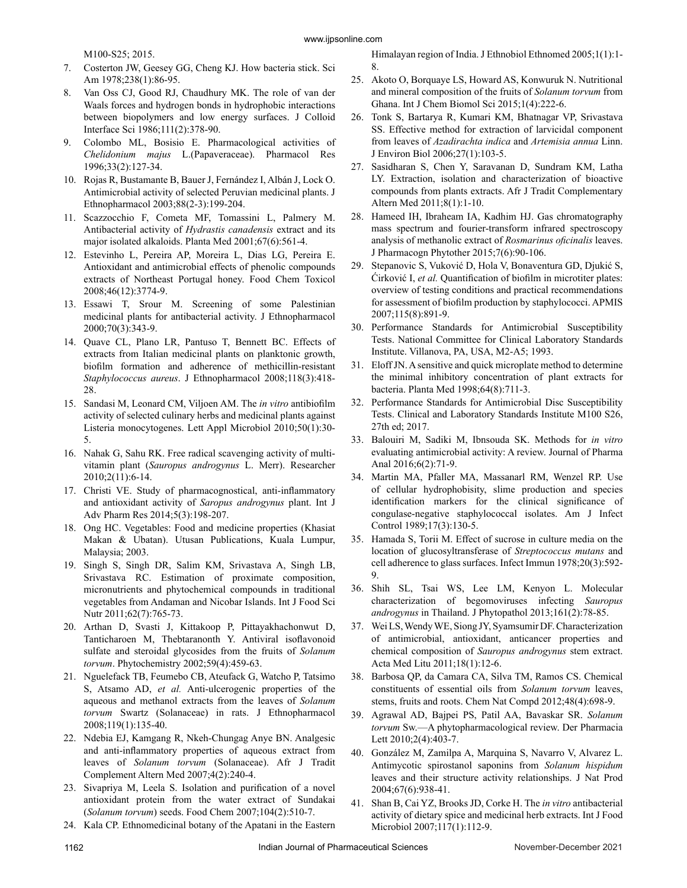M100-S25; 2015.

7. Costerton JW, Geesey GG, Cheng KJ. How bacteria stick. Sci Am 1978;238(1):86-95.
8. Van Oss CJ, Good RJ, Chaudhury MK. The role of van der Waals forces and hydrogen bonds in hydrophobic interactions between biopolymers and low energy surfaces. J Colloid Interface Sci 1986;111(2):378-90.
9. Colombo ML, Bosisio E. Pharmacological activities of *Chelidonium majus* L.(Papaveraceae). Pharmacol Res 1996;33(2):127-34.
10. Rojas R, Bustamante B, Bauer J, Fernández I, Albán J, Lock O. Antimicrobial activity of selected Peruvian medicinal plants. J Ethnopharmacol 2003;88(2-3):199-204.
11. Scazzocchio F, Cometa MF, Tomassini L, Palmery M. Antibacterial activity of *Hydrastis canadensis* extract and its major isolated alkaloids. Planta Med 2001;67(6):561-4.
12. Estevinho L, Pereira AP, Moreira L, Dias LG, Pereira E. Antioxidant and antimicrobial effects of phenolic compounds extracts of Northeast Portugal honey. Food Chem Toxicol 2008;46(12):3774-9.
13. Essawi T, Srour M. Screening of some Palestinian medicinal plants for antibacterial activity. J Ethnopharmacol 2000;70(3):343-9.
14. Quave CL, Plano LR, Pantuso T, Bennett BC. Effects of extracts from Italian medicinal plants on planktonic growth, biofilm formation and adherence of methicillin-resistant *Staphylococcus aureus*. J Ethnopharmacol 2008;118(3):418-28.
15. Sandasi M, Leonard CM, Viljoen AM. The *in vitro* antibiofilm activity of selected culinary herbs and medicinal plants against Listeria monocytogenes. Lett Appl Microbiol 2010;50(1):30-5.
16. Nahak G, Sahu RK. Free radical scavenging activity of multi-vitamin plant (*Sauropus androgynus* L. Merr). Researcher 2010;2(11):6-14.
17. Christi VE. Study of pharmacognostical, anti-inflammatory and antioxidant activity of *Saropus androgynus* plant. Int J Adv Pharm Res 2014;5(3):198-207.
18. Ong HC. Vegetables: Food and medicine properties (Khasiat Makan & Ubatan). Utusan Publications, Kuala Lumpur, Malaysia; 2003.
19. Singh S, Singh DR, Salim KM, Srivastava A, Singh LB, Srivastava RC. Estimation of proximate composition, micronutrients and phytochemical compounds in traditional vegetables from Andaman and Nicobar Islands. Int J Food Sci Nutr 2011;62(7):765-73.
20. Arthan D, Svasti J, Kittakoop P, Pittayakhachonwut D, Tanticharoen M, Thebtaranonth Y. Antiviral isoflavonoid sulfate and steroidal glycosides from the fruits of *Solanum torvum*. Phytochemistry 2002;59(4):459-63.
21. Nguelefack TB, Feumebo CB, Ateufack G, Watcho P, Tatsimo S, Atsamo AD, *et al.* Anti-ulcerogenic properties of the aqueous and methanol extracts from the leaves of *Solanum torvum* Swartz (Solanaceae) in rats. J Ethnopharmacol 2008;119(1):135-40.
22. Ndebia EJ, Kamgang R, Nkeh-Chungag Anye BN. Analgesic and anti-inflammatory properties of aqueous extract from leaves of *Solanum torvum* (Solanaceae). Afr J Tradit Complement Altern Med 2007;4(2):240-4.
23. Sivapriya M, Leela S. Isolation and purification of a novel antioxidant protein from the water extract of Sundakai (*Solanum torvum*) seeds. Food Chem 2007;104(2):510-7.
24. Kala CP. Ethnomedicinal botany of the Apatani in the Eastern Himalayan region of India. J Ethnobiol Ethnomed 2005;1(1):1-8.
25. Akoto O, Borquaye LS, Howard AS, Konwuruk N. Nutritional and mineral composition of the fruits of *Solanum torvum* from Ghana. Int J Chem Biomol Sci 2015;1(4):222-6.
26. Tonk S, Bartarya R, Kumari KM, Bhatnagar VP, Srivastava SS. Effective method for extraction of larvicidal component from leaves of *Azadirachta indica* and *Artemisia annua* Linn. J Environ Biol 2006;27(1):103-5.
27. Sasidharan S, Chen Y, Saravanan D, Sundram KM, Latha LY. Extraction, isolation and characterization of bioactive compounds from plants extracts. Afr J Tradit Complementary Altern Med 2011;8(1):1-10.
28. Hameed IH, Ibraheam IA, Kadhim HJ. Gas chromatography mass spectrum and fourier-transform infrared spectroscopy analysis of methanolic extract of *Rosmarinus oficinalis* leaves. J Pharmacogn Phytother 2015;7(6):90-106.
29. Stepanovic S, Vuković D, Hola V, Bonaventura GD, Djukić S, Ćirković I, *et al.* Quantification of biofilm in microtiter plates: overview of testing conditions and practical recommendations for assessment of biofilm production by staphylococci. APMIS 2007;115(8):891-9.
30. Performance Standards for Antimicrobial Susceptibility Tests. National Committee for Clinical Laboratory Standards Institute. Villanova, PA, USA, M2-A5; 1993.
31. Eloff JN. A sensitive and quick microplate method to determine the minimal inhibitory concentration of plant extracts for bacteria. Planta Med 1998;64(8):711-3.
32. Performance Standards for Antimicrobial Disc Susceptibility Tests. Clinical and Laboratory Standards Institute M100 S26, 27th ed; 2017.
33. Balouiri M, Sadiki M, Ibnsouda SK. Methods for *in vitro* evaluating antimicrobial activity: A review. Journal of Pharma Anal 2016;6(2):71-9.
34. Martin MA, Pfaller MA, Massanarl RM, Wenzel RP. Use of cellular hydrophobisity, slime production and species identification markers for the clinical significance of congulase-negative staphylococcal isolates. Am J Infect Control 1989;17(3):130-5.
35. Hamada S, Torii M. Effect of sucrose in culture media on the location of glucosyltransferase of *Streptococcus mutans* and cell adherence to glass surfaces. Infect Immun 1978;20(3):592-9.
36. Shih SL, Tsai WS, Lee LM, Kenyon L. Molecular characterization of begomoviruses infecting *Sauropus androgynus* in Thailand. J Phytopathol 2013;161(2):78-85.
37. Wei LS, Wendy WE, Siong JY, Syamsumir DF. Characterization of antimicrobial, antioxidant, anticancer properties and chemical composition of *Sauropus androgynus* stem extract. Acta Med Litu 2011;18(1):12-6.
38. Barbosa QP, da Camara CA, Silva TM, Ramos CS. Chemical constituents of essential oils from *Solanum torvum* leaves, stems, fruits and roots. Chem Nat Compd 2012;48(4):698-9.
39. Agrawal AD, Bajpei PS, Patil AA, Bavaskar SR. *Solanum torvum* Sw.—A phytopharmacological review. Der Pharmacia Lett 2010;2(4):403-7.
40. González M, Zamilpa A, Marquina S, Navarro V, Alvarez L. Antimycotic spirostanol saponins from *Solanum hispidum* leaves and their structure activity relationships. J Nat Prod 2004;67(6):938-41.
41. Shan B, Cai YZ, Brooks JD, Corke H. The *in vitro* antibacterial activity of dietary spice and medicinal herb extracts. Int J Food Microbiol 2007;117(1):112-9.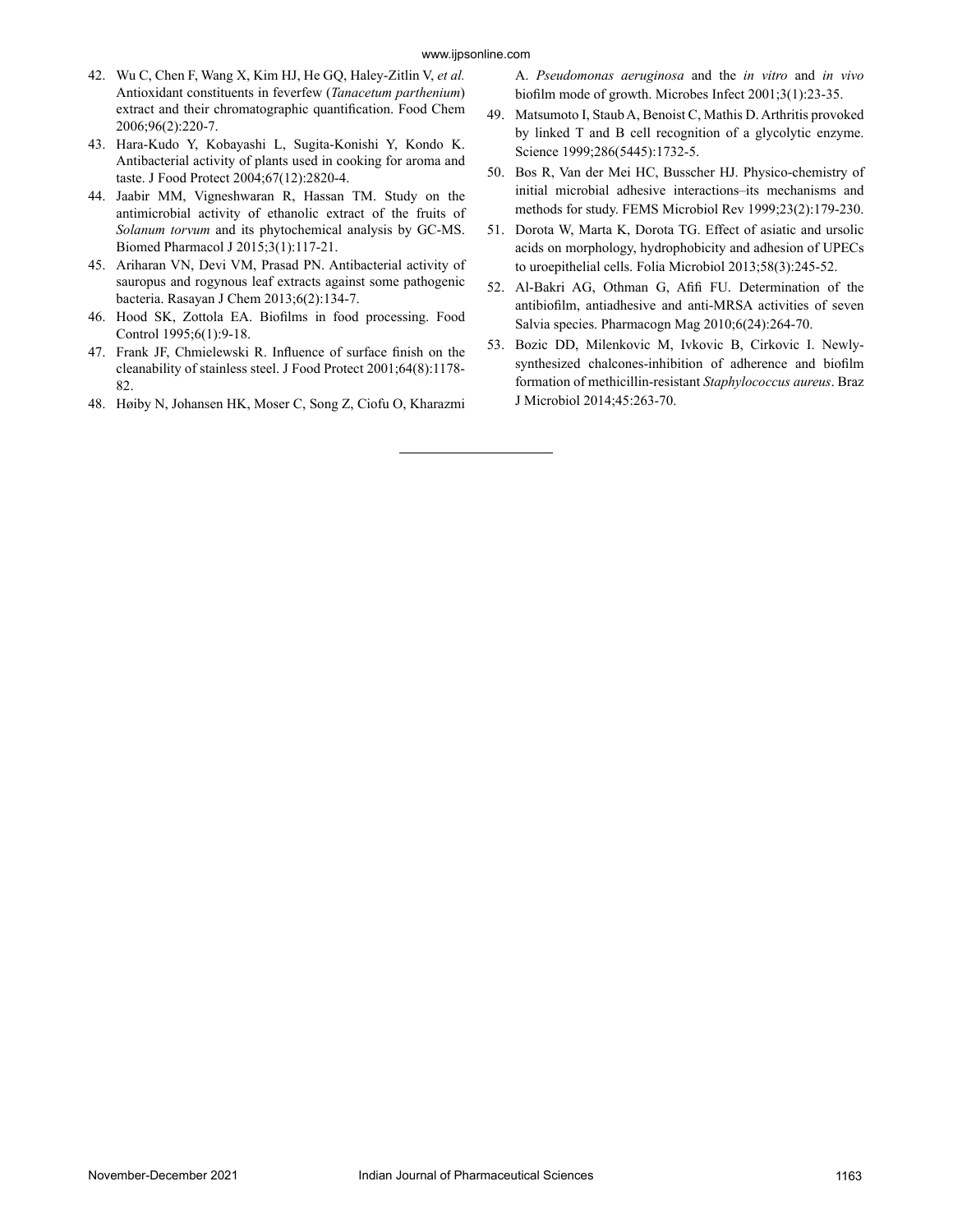42. Wu C, Chen F, Wang X, Kim HJ, He GQ, Haley-Zitlin V, *et al.* Antioxidant constituents in feverfew (*Tanacetum parthenium*) extract and their chromatographic quantification. Food Chem 2006;96(2):220-7.
43. Hara-Kudo Y, Kobayashi L, Sugita-Konishi Y, Kondo K. Antibacterial activity of plants used in cooking for aroma and taste. J Food Protect 2004;67(12):2820-4.
44. Jaabir MM, Vigneshwaran R, Hassan TM. Study on the antimicrobial activity of ethanolic extract of the fruits of *Solanum torvum* and its phytochemical analysis by GC-MS. Biomed Pharmacol J 2015;3(1):117-21.
45. Ariharan VN, Devi VM, Prasad PN. Antibacterial activity of sauropus and rogynous leaf extracts against some pathogenic bacteria. Rasayan J Chem 2013;6(2):134-7.
46. Hood SK, Zottola EA. Biofilms in food processing. Food Control 1995;6(1):9-18.
47. Frank JF, Chmielewski R. Influence of surface finish on the cleanability of stainless steel. J Food Protect 2001;64(8):1178-82.
48. Høiby N, Johansen HK, Moser C, Song Z, Ciofu O, Kharazmi A. *Pseudomonas aeruginosa* and the *in vitro* and *in vivo* biofilm mode of growth. Microbes Infect 2001;3(1):23-35.
49. Matsumoto I, Staub A, Benoist C, Mathis D. Arthritis provoked by linked T and B cell recognition of a glycolytic enzyme. Science 1999;286(5445):1732-5.
50. Bos R, Van der Mei HC, Busscher HJ. Physico-chemistry of initial microbial adhesive interactions–its mechanisms and methods for study. FEMS Microbiol Rev 1999;23(2):179-230.
51. Dorota W, Marta K, Dorota TG. Effect of asiatic and ursolic acids on morphology, hydrophobicity and adhesion of UPECs to uroepithelial cells. Folia Microbiol 2013;58(3):245-52.
52. Al-Bakri AG, Othman G, Afifi FU. Determination of the antibiofilm, antiadhesive and anti-MRSA activities of seven Salvia species. Pharmacogn Mag 2010;6(24):264-70.
53. Bozic DD, Milenkovic M, Ivkovic B, Cirkovic I. Newly-synthesized chalcones-inhibition of adherence and biofilm formation of methicillin-resistant *Staphylococcus aureus*. Braz J Microbiol 2014;45:263-70.